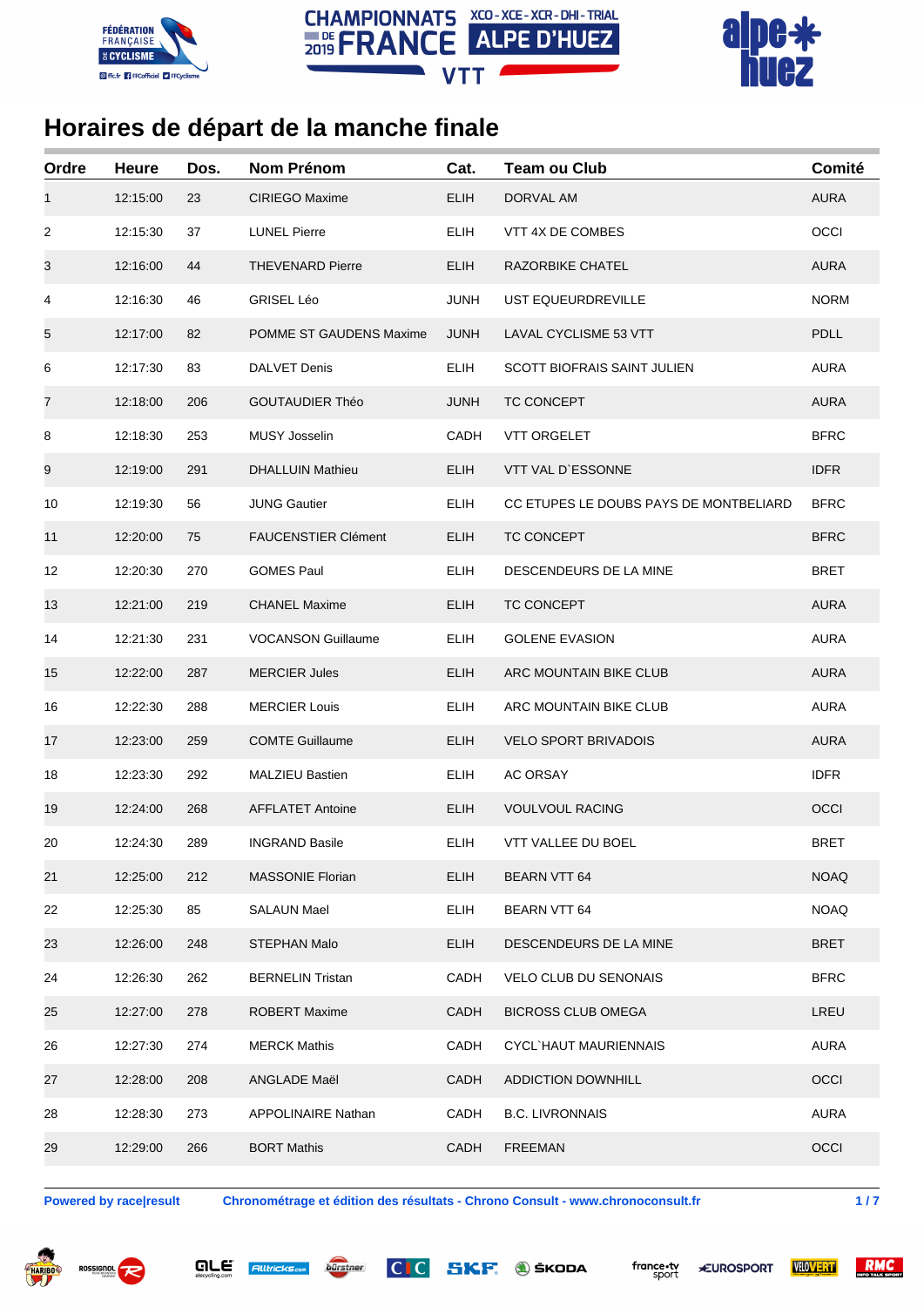# Horaires de départ de la manche finale

| Ordre | Heure | Dos. | Nom Prénom | Cat. | Team ou Club | Comité |
|---|---|---|---|---|---|---|
| 1 | 12:15:00 | 23 | CIRIEGO Maxime | ELIH | DORVAL AM | AURA |
| 2 | 12:15:30 | 37 | LUNEL Pierre | ELIH | VTT 4X DE COMBES | OCCI |
| 3 | 12:16:00 | 44 | THEVENARD Pierre | ELIH | RAZORBIKE CHATEL | AURA |
| 4 | 12:16:30 | 46 | GRISEL Léo | JUNH | UST EQUEURDREVILLE | NORM |
| 5 | 12:17:00 | 82 | POMME ST GAUDENS Maxime | JUNH | LAVAL CYCLISME 53 VTT | PDLL |
| 6 | 12:17:30 | 83 | DALVET Denis | ELIH | SCOTT BIOFRAIS SAINT JULIEN | AURA |
| 7 | 12:18:00 | 206 | GOUTAUDIER Théo | JUNH | TC CONCEPT | AURA |
| 8 | 12:18:30 | 253 | MUSY Josselin | CADH | VTT ORGELET | BFRC |
| 9 | 12:19:00 | 291 | DHALLUIN Mathieu | ELIH | VTT VAL D`ESSONNE | IDFR |
| 10 | 12:19:30 | 56 | JUNG Gautier | ELIH | CC ETUPES LE DOUBS PAYS DE MONTBELIARD | BFRC |
| 11 | 12:20:00 | 75 | FAUCENSTIER Clément | ELIH | TC CONCEPT | BFRC |
| 12 | 12:20:30 | 270 | GOMES Paul | ELIH | DESCENDEURS DE LA MINE | BRET |
| 13 | 12:21:00 | 219 | CHANEL Maxime | ELIH | TC CONCEPT | AURA |
| 14 | 12:21:30 | 231 | VOCANSON Guillaume | ELIH | GOLENE EVASION | AURA |
| 15 | 12:22:00 | 287 | MERCIER Jules | ELIH | ARC MOUNTAIN BIKE CLUB | AURA |
| 16 | 12:22:30 | 288 | MERCIER Louis | ELIH | ARC MOUNTAIN BIKE CLUB | AURA |
| 17 | 12:23:00 | 259 | COMTE Guillaume | ELIH | VELO SPORT BRIVADOIS | AURA |
| 18 | 12:23:30 | 292 | MALZIEU Bastien | ELIH | AC ORSAY | IDFR |
| 19 | 12:24:00 | 268 | AFFLATET Antoine | ELIH | VOULVOUL RACING | OCCI |
| 20 | 12:24:30 | 289 | INGRAND Basile | ELIH | VTT VALLEE DU BOEL | BRET |
| 21 | 12:25:00 | 212 | MASSONIE Florian | ELIH | BEARN VTT 64 | NOAQ |
| 22 | 12:25:30 | 85 | SALAUN Mael | ELIH | BEARN VTT 64 | NOAQ |
| 23 | 12:26:00 | 248 | STEPHAN Malo | ELIH | DESCENDEURS DE LA MINE | BRET |
| 24 | 12:26:30 | 262 | BERNELIN Tristan | CADH | VELO CLUB DU SENONAIS | BFRC |
| 25 | 12:27:00 | 278 | ROBERT Maxime | CADH | BICROSS CLUB OMEGA | LREU |
| 26 | 12:27:30 | 274 | MERCK Mathis | CADH | CYCL`HAUT MAURIENNAIS | AURA |
| 27 | 12:28:00 | 208 | ANGLADE Maël | CADH | ADDICTION DOWNHILL | OCCI |
| 28 | 12:28:30 | 273 | APPOLINAIRE Nathan | CADH | B.C. LIVRONNAIS | AURA |
| 29 | 12:29:00 | 266 | BORT Mathis | CADH | FREEMAN | OCCI |

**Powered by race|result** **Chronométrage et édition des résultats - Chrono Consult - www.chronoconsult.fr**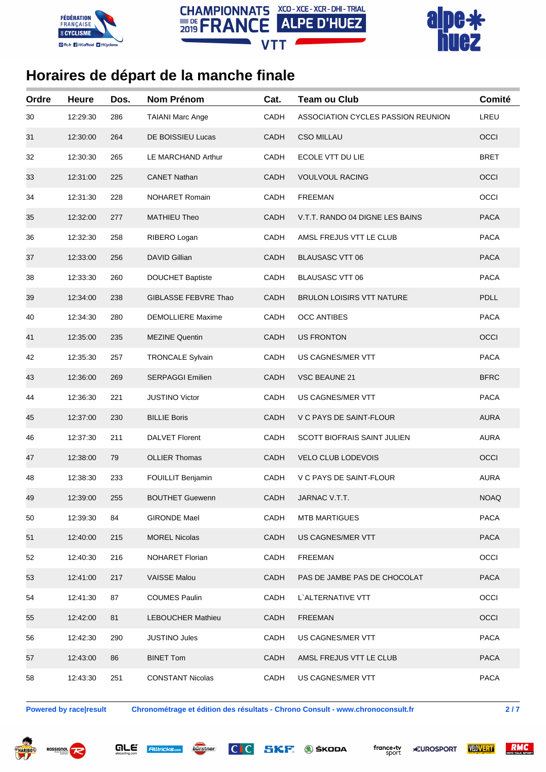CHAMPIONNATS DE FRANCE 2019 XCO - XCE - XCR - DHI - TRIAL ALPE D'HUEZ VTT

## Horaires de départ de la manche finale

| Ordre | Heure | Dos. | Nom Prénom | Cat. | Team ou Club | Comité |
|---|---|---|---|---|---|---|
| 30 | 12:29:30 | 286 | TAIANI Marc Ange | CADH | ASSOCIATION CYCLES PASSION REUNION | LREU |
| 31 | 12:30:00 | 264 | DE BOISSIEU Lucas | CADH | CSO MILLAU | OCCI |
| 32 | 12:30:30 | 265 | LE MARCHAND Arthur | CADH | ECOLE VTT DU LIE | BRET |
| 33 | 12:31:00 | 225 | CANET Nathan | CADH | VOULVOUL RACING | OCCI |
| 34 | 12:31:30 | 228 | NOHARET Romain | CADH | FREEMAN | OCCI |
| 35 | 12:32:00 | 277 | MATHIEU Theo | CADH | V.T.T. RANDO 04 DIGNE LES BAINS | PACA |
| 36 | 12:32:30 | 258 | RIBERO Logan | CADH | AMSL FREJUS VTT LE CLUB | PACA |
| 37 | 12:33:00 | 256 | DAVID Gillian | CADH | BLAUSASC VTT 06 | PACA |
| 38 | 12:33:30 | 260 | DOUCHET Baptiste | CADH | BLAUSASC VTT 06 | PACA |
| 39 | 12:34:00 | 238 | GIBLASSE FEBVRE Thao | CADH | BRULON LOISIRS VTT NATURE | PDLL |
| 40 | 12:34:30 | 280 | DEMOLLIERE Maxime | CADH | OCC ANTIBES | PACA |
| 41 | 12:35:00 | 235 | MEZINE Quentin | CADH | US FRONTON | OCCI |
| 42 | 12:35:30 | 257 | TRONCALE Sylvain | CADH | US CAGNES/MER VTT | PACA |
| 43 | 12:36:00 | 269 | SERPAGGI Emilien | CADH | VSC BEAUNE 21 | BFRC |
| 44 | 12:36:30 | 221 | JUSTINO Victor | CADH | US CAGNES/MER VTT | PACA |
| 45 | 12:37:00 | 230 | BILLIE Boris | CADH | V C PAYS DE SAINT-FLOUR | AURA |
| 46 | 12:37:30 | 211 | DALVET Florent | CADH | SCOTT BIOFRAIS SAINT JULIEN | AURA |
| 47 | 12:38:00 | 79 | OLLIER Thomas | CADH | VELO CLUB LODEVOIS | OCCI |
| 48 | 12:38:30 | 233 | FOUILLIT Benjamin | CADH | V C PAYS DE SAINT-FLOUR | AURA |
| 49 | 12:39:00 | 255 | BOUTHET Guewenn | CADH | JARNAC V.T.T. | NOAQ |
| 50 | 12:39:30 | 84 | GIRONDE Mael | CADH | MTB MARTIGUES | PACA |
| 51 | 12:40:00 | 215 | MOREL Nicolas | CADH | US CAGNES/MER VTT | PACA |
| 52 | 12:40:30 | 216 | NOHARET Florian | CADH | FREEMAN | OCCI |
| 53 | 12:41:00 | 217 | VAISSE Malou | CADH | PAS DE JAMBE PAS DE CHOCOLAT | PACA |
| 54 | 12:41:30 | 87 | COUMES Paulin | CADH | L`ALTERNATIVE VTT | OCCI |
| 55 | 12:42:00 | 81 | LEBOUCHER Mathieu | CADH | FREEMAN | OCCI |
| 56 | 12:42:30 | 290 | JUSTINO Jules | CADH | US CAGNES/MER VTT | PACA |
| 57 | 12:43:00 | 86 | BINET Tom | CADH | AMSL FREJUS VTT LE CLUB | PACA |
| 58 | 12:43:30 | 251 | CONSTANT Nicolas | CADH | US CAGNES/MER VTT | PACA |

Powered by race|result — Chronométrage et édition des résultats - Chrono Consult - www.chronoconsult.fr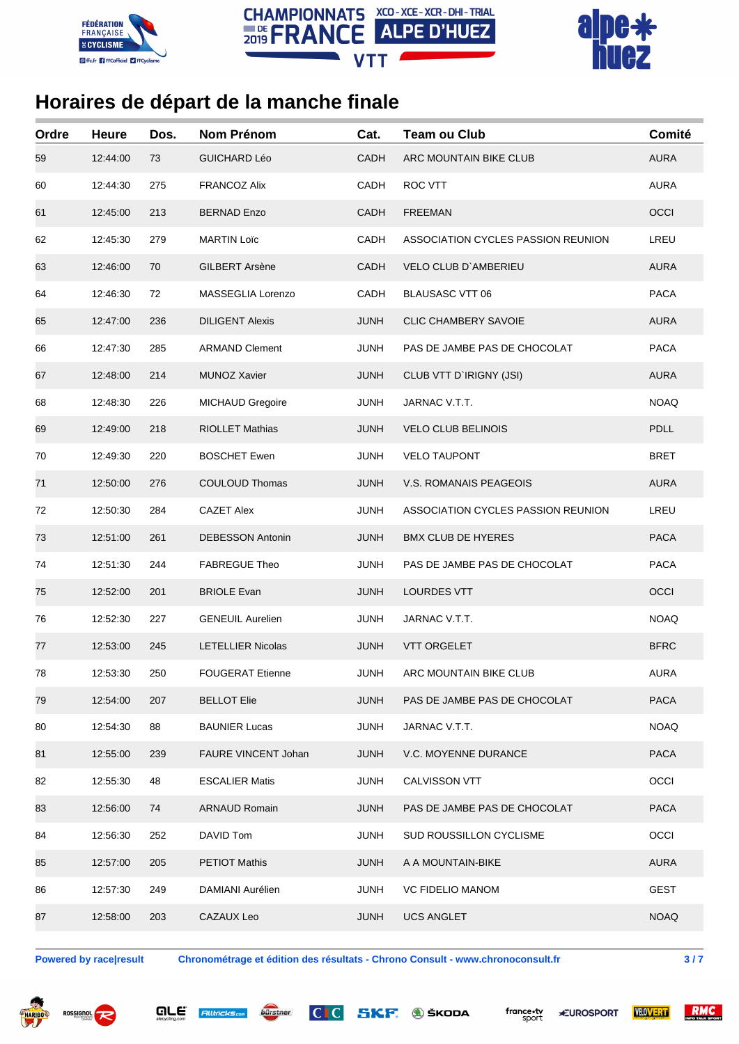## Horaires de départ de la manche finale

| Ordre | Heure | Dos. | Nom Prénom | Cat. | Team ou Club | Comité |
|---|---|---|---|---|---|---|
| 59 | 12:44:00 | 73 | GUICHARD Léo | CADH | ARC MOUNTAIN BIKE CLUB | AURA |
| 60 | 12:44:30 | 275 | FRANCOZ Alix | CADH | ROC VTT | AURA |
| 61 | 12:45:00 | 213 | BERNAD Enzo | CADH | FREEMAN | OCCI |
| 62 | 12:45:30 | 279 | MARTIN Loïc | CADH | ASSOCIATION CYCLES PASSION REUNION | LREU |
| 63 | 12:46:00 | 70 | GILBERT Arsène | CADH | VELO CLUB D`AMBERIEU | AURA |
| 64 | 12:46:30 | 72 | MASSEGLIA Lorenzo | CADH | BLAUSASC VTT 06 | PACA |
| 65 | 12:47:00 | 236 | DILIGENT Alexis | JUNH | CLIC CHAMBERY SAVOIE | AURA |
| 66 | 12:47:30 | 285 | ARMAND Clement | JUNH | PAS DE JAMBE PAS DE CHOCOLAT | PACA |
| 67 | 12:48:00 | 214 | MUNOZ Xavier | JUNH | CLUB VTT D`IRIGNY (JSI) | AURA |
| 68 | 12:48:30 | 226 | MICHAUD Gregoire | JUNH | JARNAC V.T.T. | NOAQ |
| 69 | 12:49:00 | 218 | RIOLLET Mathias | JUNH | VELO CLUB BELINOIS | PDLL |
| 70 | 12:49:30 | 220 | BOSCHET Ewen | JUNH | VELO TAUPONT | BRET |
| 71 | 12:50:00 | 276 | COULOUD Thomas | JUNH | V.S. ROMANAIS PEAGEOIS | AURA |
| 72 | 12:50:30 | 284 | CAZET Alex | JUNH | ASSOCIATION CYCLES PASSION REUNION | LREU |
| 73 | 12:51:00 | 261 | DEBESSON Antonin | JUNH | BMX CLUB DE HYERES | PACA |
| 74 | 12:51:30 | 244 | FABREGUE Theo | JUNH | PAS DE JAMBE PAS DE CHOCOLAT | PACA |
| 75 | 12:52:00 | 201 | BRIOLE Evan | JUNH | LOURDES VTT | OCCI |
| 76 | 12:52:30 | 227 | GENEUIL Aurelien | JUNH | JARNAC V.T.T. | NOAQ |
| 77 | 12:53:00 | 245 | LETELLIER Nicolas | JUNH | VTT ORGELET | BFRC |
| 78 | 12:53:30 | 250 | FOUGERAT Etienne | JUNH | ARC MOUNTAIN BIKE CLUB | AURA |
| 79 | 12:54:00 | 207 | BELLOT Elie | JUNH | PAS DE JAMBE PAS DE CHOCOLAT | PACA |
| 80 | 12:54:30 | 88 | BAUNIER Lucas | JUNH | JARNAC V.T.T. | NOAQ |
| 81 | 12:55:00 | 239 | FAURE VINCENT Johan | JUNH | V.C. MOYENNE DURANCE | PACA |
| 82 | 12:55:30 | 48 | ESCALIER Matis | JUNH | CALVISSON VTT | OCCI |
| 83 | 12:56:00 | 74 | ARNAUD Romain | JUNH | PAS DE JAMBE PAS DE CHOCOLAT | PACA |
| 84 | 12:56:30 | 252 | DAVID Tom | JUNH | SUD ROUSSILLON CYCLISME | OCCI |
| 85 | 12:57:00 | 205 | PETIOT Mathis | JUNH | A A MOUNTAIN-BIKE | AURA |
| 86 | 12:57:30 | 249 | DAMIANI Aurélien | JUNH | VC FIDELIO MANOM | GEST |
| 87 | 12:58:00 | 203 | CAZAUX Leo | JUNH | UCS ANGLET | NOAQ |

**Powered by race|result** **Chronométrage et édition des résultats - Chrono Consult - www.chronoconsult.fr**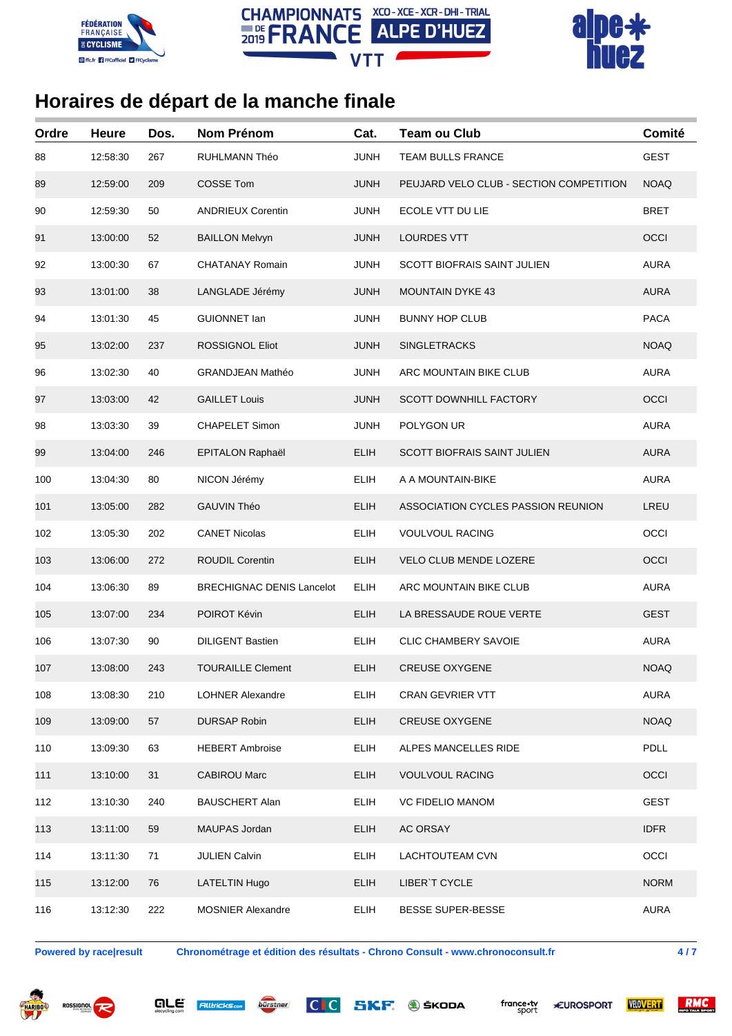# Horaires de départ de la manche finale

| Ordre | Heure | Dos. | Nom Prénom | Cat. | Team ou Club | Comité |
|---|---|---|---|---|---|---|
| 88 | 12:58:30 | 267 | RUHLMANN Théo | JUNH | TEAM BULLS FRANCE | GEST |
| 89 | 12:59:00 | 209 | COSSE Tom | JUNH | PEUJARD VELO CLUB - SECTION COMPETITION | NOAQ |
| 90 | 12:59:30 | 50 | ANDRIEUX Corentin | JUNH | ECOLE VTT DU LIE | BRET |
| 91 | 13:00:00 | 52 | BAILLON Melvyn | JUNH | LOURDES VTT | OCCI |
| 92 | 13:00:30 | 67 | CHATANAY Romain | JUNH | SCOTT BIOFRAIS SAINT JULIEN | AURA |
| 93 | 13:01:00 | 38 | LANGLADE Jérémy | JUNH | MOUNTAIN DYKE 43 | AURA |
| 94 | 13:01:30 | 45 | GUIONNET Ian | JUNH | BUNNY HOP CLUB | PACA |
| 95 | 13:02:00 | 237 | ROSSIGNOL Eliot | JUNH | SINGLETRACKS | NOAQ |
| 96 | 13:02:30 | 40 | GRANDJEAN Mathéo | JUNH | ARC MOUNTAIN BIKE CLUB | AURA |
| 97 | 13:03:00 | 42 | GAILLET Louis | JUNH | SCOTT DOWNHILL FACTORY | OCCI |
| 98 | 13:03:30 | 39 | CHAPELET Simon | JUNH | POLYGON UR | AURA |
| 99 | 13:04:00 | 246 | EPITALON Raphaël | ELIH | SCOTT BIOFRAIS SAINT JULIEN | AURA |
| 100 | 13:04:30 | 80 | NICON Jérémy | ELIH | A A MOUNTAIN-BIKE | AURA |
| 101 | 13:05:00 | 282 | GAUVIN Théo | ELIH | ASSOCIATION CYCLES PASSION REUNION | LREU |
| 102 | 13:05:30 | 202 | CANET Nicolas | ELIH | VOULVOUL RACING | OCCI |
| 103 | 13:06:00 | 272 | ROUDIL Corentin | ELIH | VELO CLUB MENDE LOZERE | OCCI |
| 104 | 13:06:30 | 89 | BRECHIGNAC DENIS Lancelot | ELIH | ARC MOUNTAIN BIKE CLUB | AURA |
| 105 | 13:07:00 | 234 | POIROT Kévin | ELIH | LA BRESSAUDE ROUE VERTE | GEST |
| 106 | 13:07:30 | 90 | DILIGENT Bastien | ELIH | CLIC CHAMBERY SAVOIE | AURA |
| 107 | 13:08:00 | 243 | TOURAILLE Clement | ELIH | CREUSE OXYGENE | NOAQ |
| 108 | 13:08:30 | 210 | LOHNER Alexandre | ELIH | CRAN GEVRIER VTT | AURA |
| 109 | 13:09:00 | 57 | DURSAP Robin | ELIH | CREUSE OXYGENE | NOAQ |
| 110 | 13:09:30 | 63 | HEBERT Ambroise | ELIH | ALPES MANCELLES RIDE | PDLL |
| 111 | 13:10:00 | 31 | CABIROU Marc | ELIH | VOULVOUL RACING | OCCI |
| 112 | 13:10:30 | 240 | BAUSCHERT Alan | ELIH | VC FIDELIO MANOM | GEST |
| 113 | 13:11:00 | 59 | MAUPAS Jordan | ELIH | AC ORSAY | IDFR |
| 114 | 13:11:30 | 71 | JULIEN Calvin | ELIH | LACHTOUTEAM CVN | OCCI |
| 115 | 13:12:00 | 76 | LATELTIN Hugo | ELIH | LIBER`T CYCLE | NORM |
| 116 | 13:12:30 | 222 | MOSNIER Alexandre | ELIH | BESSE SUPER-BESSE | AURA |

**Powered by race|result** **Chronométrage et édition des résultats - Chrono Consult - www.chronoconsult.fr**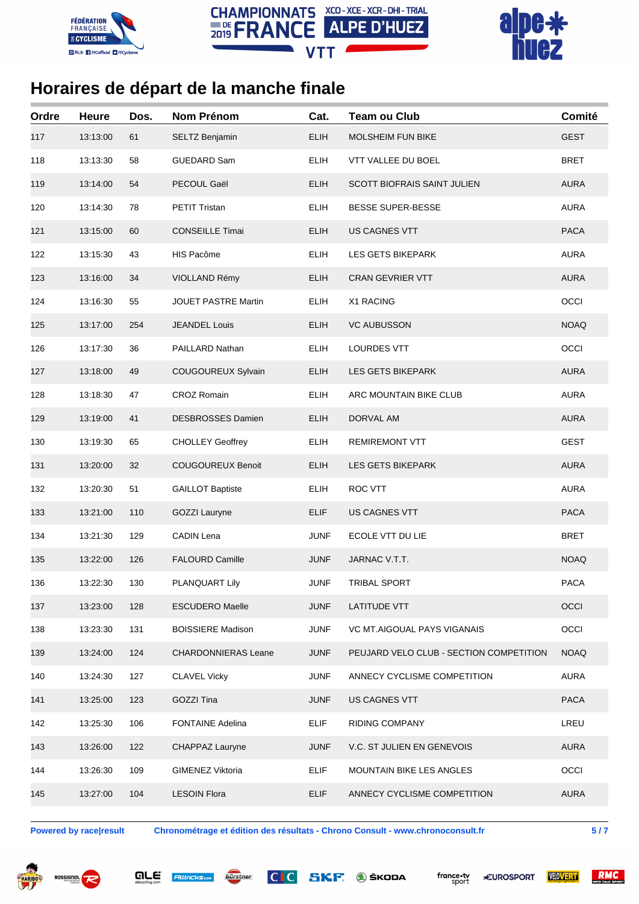CHAMPIONNATS DE FRANCE 2019 XCO - XCE - XCR - DHI - TRIAL ALPE D'HUEZ VTT

# Horaires de départ de la manche finale

| Ordre | Heure | Dos. | Nom Prénom | Cat. | Team ou Club | Comité |
|---|---|---|---|---|---|---|
| 117 | 13:13:00 | 61 | SELTZ Benjamin | ELIH | MOLSHEIM FUN BIKE | GEST |
| 118 | 13:13:30 | 58 | GUEDARD Sam | ELIH | VTT VALLEE DU BOEL | BRET |
| 119 | 13:14:00 | 54 | PECOUL Gaël | ELIH | SCOTT BIOFRAIS SAINT JULIEN | AURA |
| 120 | 13:14:30 | 78 | PETIT Tristan | ELIH | BESSE SUPER-BESSE | AURA |
| 121 | 13:15:00 | 60 | CONSEILLE Timai | ELIH | US CAGNES VTT | PACA |
| 122 | 13:15:30 | 43 | HIS Pacôme | ELIH | LES GETS BIKEPARK | AURA |
| 123 | 13:16:00 | 34 | VIOLLAND Rémy | ELIH | CRAN GEVRIER VTT | AURA |
| 124 | 13:16:30 | 55 | JOUET PASTRE Martin | ELIH | X1 RACING | OCCI |
| 125 | 13:17:00 | 254 | JEANDEL Louis | ELIH | VC AUBUSSON | NOAQ |
| 126 | 13:17:30 | 36 | PAILLARD Nathan | ELIH | LOURDES VTT | OCCI |
| 127 | 13:18:00 | 49 | COUGOUREUX Sylvain | ELIH | LES GETS BIKEPARK | AURA |
| 128 | 13:18:30 | 47 | CROZ Romain | ELIH | ARC MOUNTAIN BIKE CLUB | AURA |
| 129 | 13:19:00 | 41 | DESBROSSES Damien | ELIH | DORVAL AM | AURA |
| 130 | 13:19:30 | 65 | CHOLLEY Geoffrey | ELIH | REMIREMONT VTT | GEST |
| 131 | 13:20:00 | 32 | COUGOUREUX Benoit | ELIH | LES GETS BIKEPARK | AURA |
| 132 | 13:20:30 | 51 | GAILLOT Baptiste | ELIH | ROC VTT | AURA |
| 133 | 13:21:00 | 110 | GOZZI Lauryne | ELIF | US CAGNES VTT | PACA |
| 134 | 13:21:30 | 129 | CADIN Lena | JUNF | ECOLE VTT DU LIE | BRET |
| 135 | 13:22:00 | 126 | FALOURD Camille | JUNF | JARNAC V.T.T. | NOAQ |
| 136 | 13:22:30 | 130 | PLANQUART Lily | JUNF | TRIBAL SPORT | PACA |
| 137 | 13:23:00 | 128 | ESCUDERO Maelle | JUNF | LATITUDE VTT | OCCI |
| 138 | 13:23:30 | 131 | BOISSIERE Madison | JUNF | VC MT.AIGOUAL PAYS VIGANAIS | OCCI |
| 139 | 13:24:00 | 124 | CHARDONNIERAS Leane | JUNF | PEUJARD VELO CLUB - SECTION COMPETITION | NOAQ |
| 140 | 13:24:30 | 127 | CLAVEL Vicky | JUNF | ANNECY CYCLISME COMPETITION | AURA |
| 141 | 13:25:00 | 123 | GOZZI Tina | JUNF | US CAGNES VTT | PACA |
| 142 | 13:25:30 | 106 | FONTAINE Adelina | ELIF | RIDING COMPANY | LREU |
| 143 | 13:26:00 | 122 | CHAPPAZ Lauryne | JUNF | V.C. ST JULIEN EN GENEVOIS | AURA |
| 144 | 13:26:30 | 109 | GIMENEZ Viktoria | ELIF | MOUNTAIN BIKE LES ANGLES | OCCI |
| 145 | 13:27:00 | 104 | LESOIN Flora | ELIF | ANNECY CYCLISME COMPETITION | AURA |

**Powered by race|result** **Chronométrage et édition des résultats - Chrono Consult - www.chronoconsult.fr**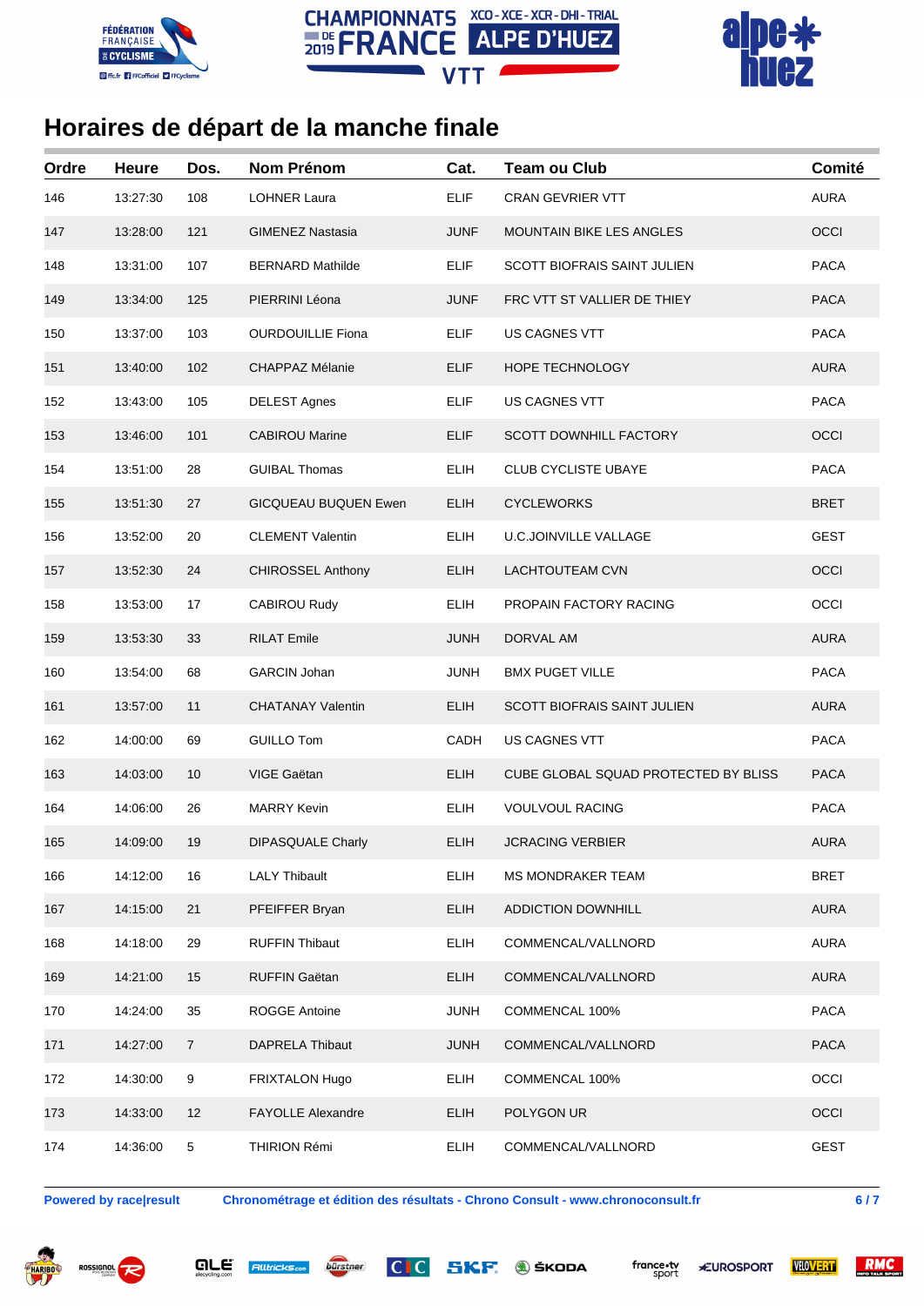# Horaires de départ de la manche finale

| Ordre | Heure | Dos. | Nom Prénom | Cat. | Team ou Club | Comité |
|---|---|---|---|---|---|---|
| 146 | 13:27:30 | 108 | LOHNER Laura | ELIF | CRAN GEVRIER VTT | AURA |
| 147 | 13:28:00 | 121 | GIMENEZ Nastasia | JUNF | MOUNTAIN BIKE LES ANGLES | OCCI |
| 148 | 13:31:00 | 107 | BERNARD Mathilde | ELIF | SCOTT BIOFRAIS SAINT JULIEN | PACA |
| 149 | 13:34:00 | 125 | PIERRINI Léona | JUNF | FRC VTT ST VALLIER DE THIEY | PACA |
| 150 | 13:37:00 | 103 | OURDOUILLIE Fiona | ELIF | US CAGNES VTT | PACA |
| 151 | 13:40:00 | 102 | CHAPPAZ Mélanie | ELIF | HOPE TECHNOLOGY | AURA |
| 152 | 13:43:00 | 105 | DELEST Agnes | ELIF | US CAGNES VTT | PACA |
| 153 | 13:46:00 | 101 | CABIROU Marine | ELIF | SCOTT DOWNHILL FACTORY | OCCI |
| 154 | 13:51:00 | 28 | GUIBAL Thomas | ELIH | CLUB CYCLISTE UBAYE | PACA |
| 155 | 13:51:30 | 27 | GICQUEAU BUQUEN Ewen | ELIH | CYCLEWORKS | BRET |
| 156 | 13:52:00 | 20 | CLEMENT Valentin | ELIH | U.C.JOINVILLE VALLAGE | GEST |
| 157 | 13:52:30 | 24 | CHIROSSEL Anthony | ELIH | LACHTOUTEAM CVN | OCCI |
| 158 | 13:53:00 | 17 | CABIROU Rudy | ELIH | PROPAIN FACTORY RACING | OCCI |
| 159 | 13:53:30 | 33 | RILAT Emile | JUNH | DORVAL AM | AURA |
| 160 | 13:54:00 | 68 | GARCIN Johan | JUNH | BMX PUGET VILLE | PACA |
| 161 | 13:57:00 | 11 | CHATANAY Valentin | ELIH | SCOTT BIOFRAIS SAINT JULIEN | AURA |
| 162 | 14:00:00 | 69 | GUILLO Tom | CADH | US CAGNES VTT | PACA |
| 163 | 14:03:00 | 10 | VIGE Gaëtan | ELIH | CUBE GLOBAL SQUAD PROTECTED BY BLISS | PACA |
| 164 | 14:06:00 | 26 | MARRY Kevin | ELIH | VOULVOUL RACING | PACA |
| 165 | 14:09:00 | 19 | DIPASQUALE Charly | ELIH | JCRACING VERBIER | AURA |
| 166 | 14:12:00 | 16 | LALY Thibault | ELIH | MS MONDRAKER TEAM | BRET |
| 167 | 14:15:00 | 21 | PFEIFFER Bryan | ELIH | ADDICTION DOWNHILL | AURA |
| 168 | 14:18:00 | 29 | RUFFIN Thibaut | ELIH | COMMENCAL/VALLNORD | AURA |
| 169 | 14:21:00 | 15 | RUFFIN Gaëtan | ELIH | COMMENCAL/VALLNORD | AURA |
| 170 | 14:24:00 | 35 | ROGGE Antoine | JUNH | COMMENCAL 100% | PACA |
| 171 | 14:27:00 | 7 | DAPRELA Thibaut | JUNH | COMMENCAL/VALLNORD | PACA |
| 172 | 14:30:00 | 9 | FRIXTALON Hugo | ELIH | COMMENCAL 100% | OCCI |
| 173 | 14:33:00 | 12 | FAYOLLE Alexandre | ELIH | POLYGON UR | OCCI |
| 174 | 14:36:00 | 5 | THIRION Rémi | ELIH | COMMENCAL/VALLNORD | GEST |

**Powered by race|result** **Chronométrage et édition des résultats - Chrono Consult - www.chronoconsult.fr**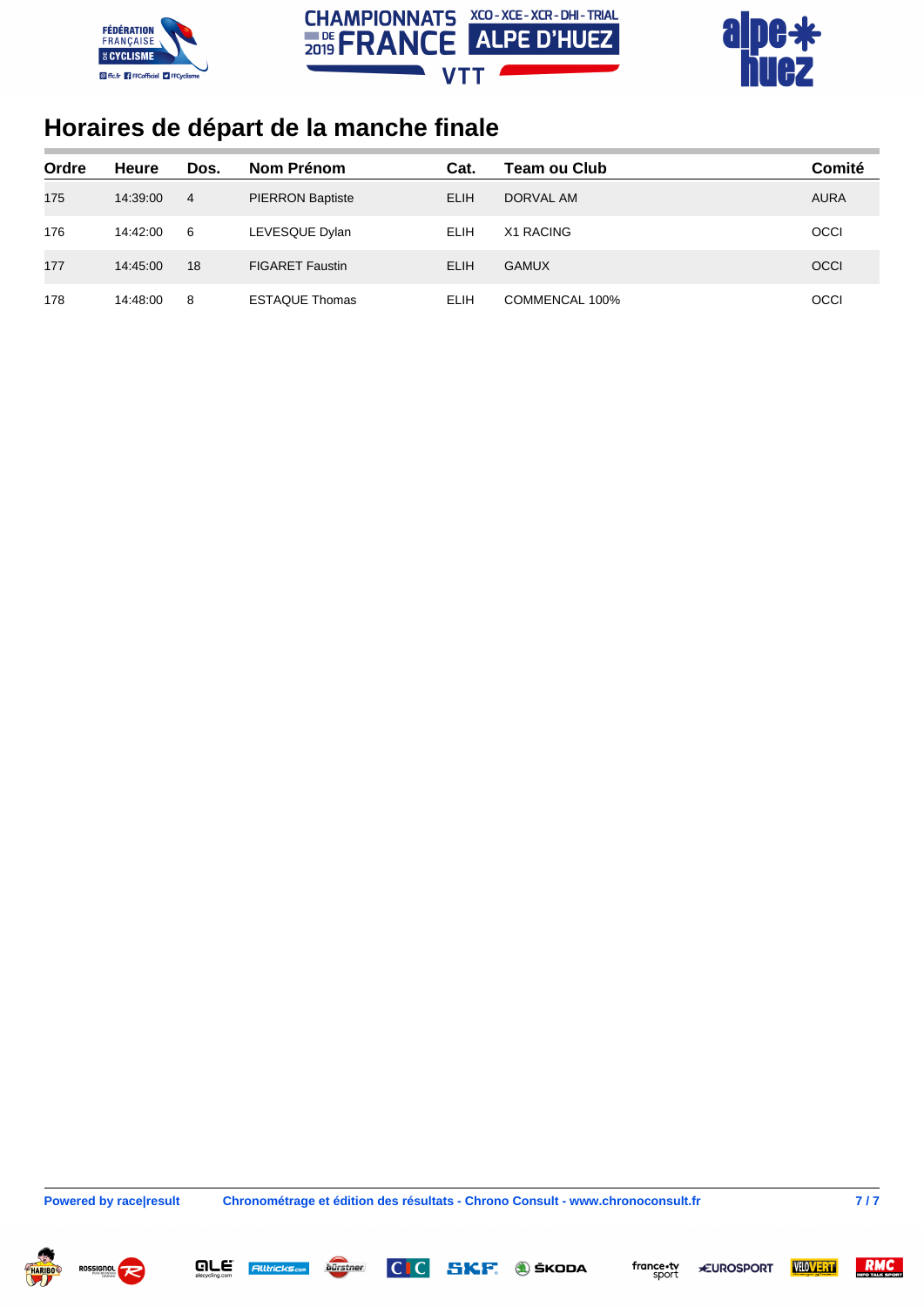## Horaires de départ de la manche finale

| Ordre | Heure | Dos. | Nom Prénom | Cat. | Team ou Club | Comité |
|---|---|---|---|---|---|---|
| 175 | 14:39:00 | 4 | PIERRON Baptiste | ELIH | DORVAL AM | AURA |
| 176 | 14:42:00 | 6 | LEVESQUE Dylan | ELIH | X1 RACING | OCCI |
| 177 | 14:45:00 | 18 | FIGARET Faustin | ELIH | GAMUX | OCCI |
| 178 | 14:48:00 | 8 | ESTAQUE Thomas | ELIH | COMMENCAL 100% | OCCI |